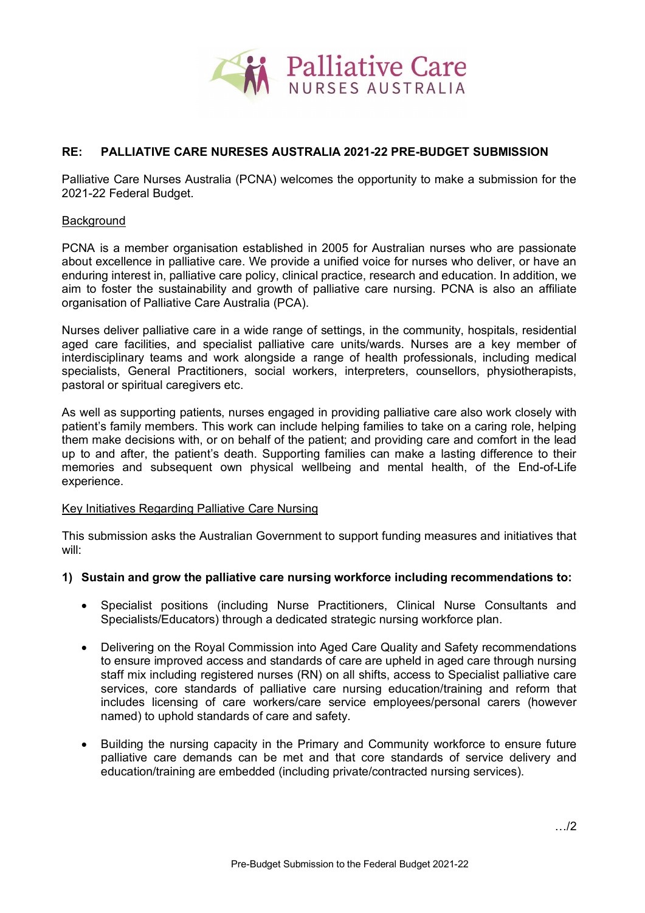Palliative Care
NURSES AUSTRALIA

**RE: PALLIATIVE CARE NURESES AUSTRALIA 2021-22 PRE-BUDGET SUBMISSION**

Palliative Care Nurses Australia (PCNA) welcomes the opportunity to make a submission for the 2021-22 Federal Budget.

Background

PCNA is a member organisation established in 2005 for Australian nurses who are passionate about excellence in palliative care. We provide a unified voice for nurses who deliver, or have an enduring interest in, palliative care policy, clinical practice, research and education. In addition, we aim to foster the sustainability and growth of palliative care nursing. PCNA is also an affiliate organisation of Palliative Care Australia (PCA).

Nurses deliver palliative care in a wide range of settings, in the community, hospitals, residential aged care facilities, and specialist palliative care units/wards. Nurses are a key member of interdisciplinary teams and work alongside a range of health professionals, including medical specialists, General Practitioners, social workers, interpreters, counsellors, physiotherapists, pastoral or spiritual caregivers etc.

As well as supporting patients, nurses engaged in providing palliative care also work closely with patient's family members. This work can include helping families to take on a caring role, helping them make decisions with, or on behalf of the patient; and providing care and comfort in the lead up to and after, the patient's death. Supporting families can make a lasting difference to their memories and subsequent own physical wellbeing and mental health, of the End-of-Life experience.

Key Initiatives Regarding Palliative Care Nursing

This submission asks the Australian Government to support funding measures and initiatives that will:

**1) Sustain and grow the palliative care nursing workforce including recommendations to:**

- Specialist positions (including Nurse Practitioners, Clinical Nurse Consultants and Specialists/Educators) through a dedicated strategic nursing workforce plan.

- Delivering on the Royal Commission into Aged Care Quality and Safety recommendations to ensure improved access and standards of care are upheld in aged care through nursing staff mix including registered nurses (RN) on all shifts, access to Specialist palliative care services, core standards of palliative care nursing education/training and reform that includes licensing of care workers/care service employees/personal carers (however named) to uphold standards of care and safety.

- Building the nursing capacity in the Primary and Community workforce to ensure future palliative care demands can be met and that core standards of service delivery and education/training are embedded (including private/contracted nursing services).

…/2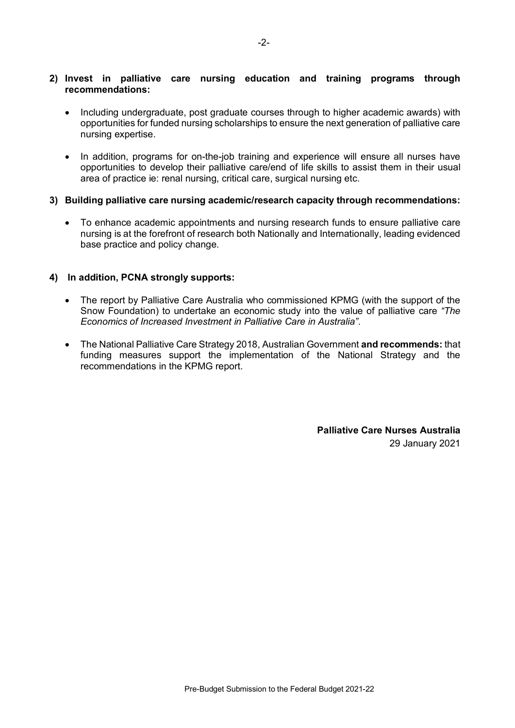**2) Invest in palliative care nursing education and training programs through recommendations:**

- Including undergraduate, post graduate courses through to higher academic awards) with opportunities for funded nursing scholarships to ensure the next generation of palliative care nursing expertise.

- In addition, programs for on-the-job training and experience will ensure all nurses have opportunities to develop their palliative care/end of life skills to assist them in their usual area of practice ie: renal nursing, critical care, surgical nursing etc.

**3) Building palliative care nursing academic/research capacity through recommendations:**

- To enhance academic appointments and nursing research funds to ensure palliative care nursing is at the forefront of research both Nationally and Internationally, leading evidenced base practice and policy change.

**4) In addition, PCNA strongly supports:**

- The report by Palliative Care Australia who commissioned KPMG (with the support of the Snow Foundation) to undertake an economic study into the value of palliative care *"The Economics of Increased Investment in Palliative Care in Australia"*.

- The National Palliative Care Strategy 2018, Australian Government **and recommends:** that funding measures support the implementation of the National Strategy and the recommendations in the KPMG report.

**Palliative Care Nurses Australia**
29 January 2021

Pre-Budget Submission to the Federal Budget 2021-22